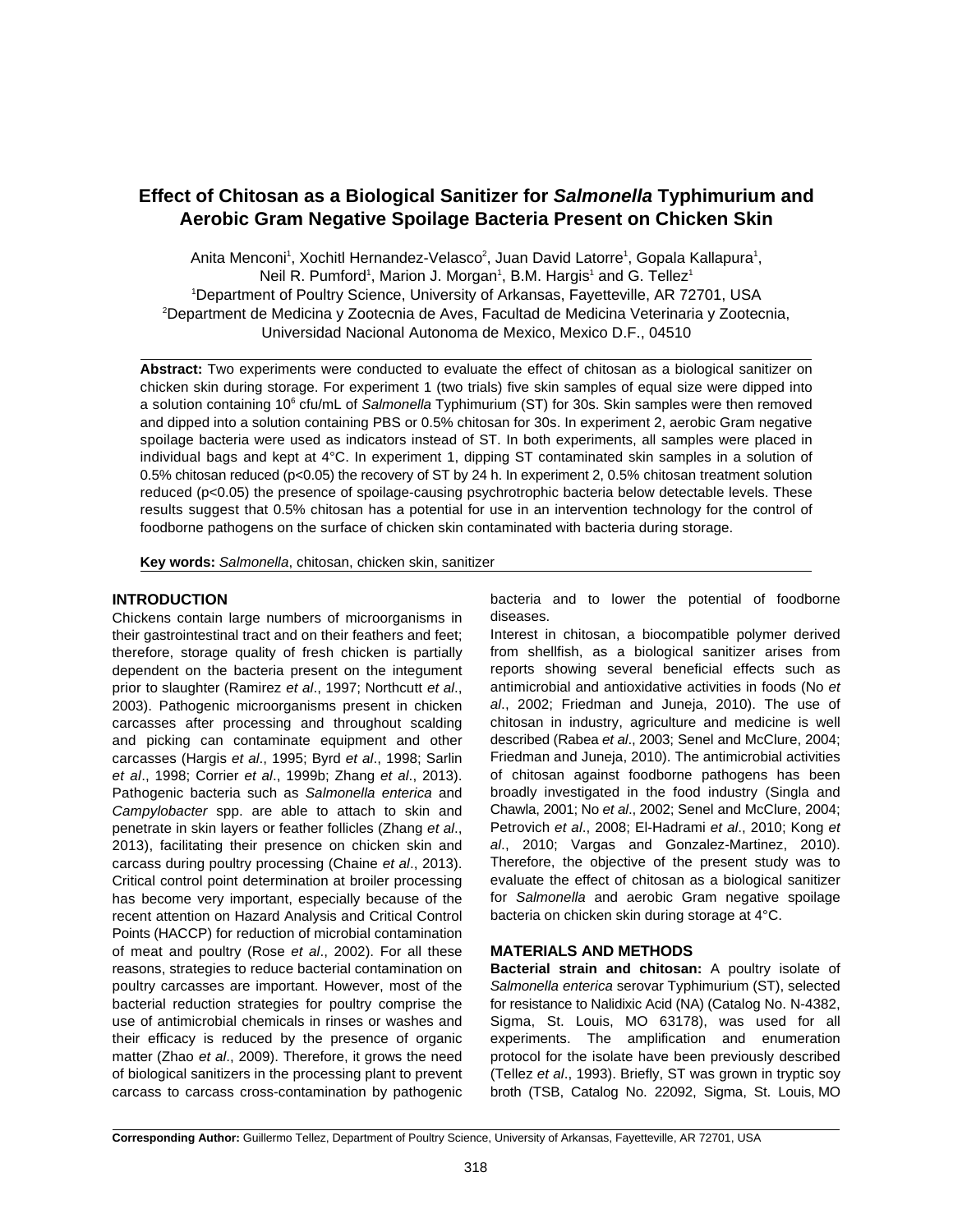# Effect of Chitosan as a Biological Sanitizer for *Salmonella* Typhimurium and Aerobic Gram Negative Spoilage Bacteria Present on Chicken Skin

Anita Menconi[1], Xochitl Hernandez-Velasco[2], Juan David Latorre[1], Gopala Kallapura[1], Neil R. Pumford[1], Marion J. Morgan[1], B.M. Hargis[1] and G. Tellez[1]

[1]Department of Poultry Science, University of Arkansas, Fayetteville, AR 72701, USA

[2]Department de Medicina y Zootecnia de Aves, Facultad de Medicina Veterinaria y Zootecnia, Universidad Nacional Autonoma de Mexico, Mexico D.F., 04510

**Abstract:** Two experiments were conducted to evaluate the effect of chitosan as a biological sanitizer on chicken skin during storage. For experiment 1 (two trials) five skin samples of equal size were dipped into a solution containing $10^6$ cfu/mL of *Salmonella* Typhimurium (ST) for 30s. Skin samples were then removed and dipped into a solution containing PBS or 0.5% chitosan for 30s. In experiment 2, aerobic Gram negative spoilage bacteria were used as indicators instead of ST. In both experiments, all samples were placed in individual bags and kept at 4°C. In experiment 1, dipping ST contaminated skin samples in a solution of 0.5% chitosan reduced ($p<0.05$) the recovery of ST by 24 h. In experiment 2, 0.5% chitosan treatment solution reduced ($p<0.05$) the presence of spoilage-causing psychrotrophic bacteria below detectable levels. These results suggest that 0.5% chitosan has a potential for use in an intervention technology for the control of foodborne pathogens on the surface of chicken skin contaminated with bacteria during storage.

**Key words:** *Salmonella*, chitosan, chicken skin, sanitizer

## INTRODUCTION

Chickens contain large numbers of microorganisms in their gastrointestinal tract and on their feathers and feet; therefore, storage quality of fresh chicken is partially dependent on the bacteria present on the integument prior to slaughter (Ramirez *et al*., 1997; Northcutt *et al*., 2003). Pathogenic microorganisms present in chicken carcasses after processing and throughout scalding and picking can contaminate equipment and other carcasses (Hargis *et al*., 1995; Byrd *et al*., 1998; Sarlin *et al*., 1998; Corrier *et al*., 1999b; Zhang *et al*., 2013). Pathogenic bacteria such as *Salmonella enterica* and *Campylobacter* spp. are able to attach to skin and penetrate in skin layers or feather follicles (Zhang *et al*., 2013), facilitating their presence on chicken skin and carcass during poultry processing (Chaine *et al*., 2013). Critical control point determination at broiler processing has become very important, especially because of the recent attention on Hazard Analysis and Critical Control Points (HACCP) for reduction of microbial contamination of meat and poultry (Rose *et al*., 2002). For all these reasons, strategies to reduce bacterial contamination on poultry carcasses are important. However, most of the bacterial reduction strategies for poultry comprise the use of antimicrobial chemicals in rinses or washes and their efficacy is reduced by the presence of organic matter (Zhao *et al*., 2009). Therefore, it grows the need of biological sanitizers in the processing plant to prevent carcass to carcass cross-contamination by pathogenic bacteria and to lower the potential of foodborne diseases.

Interest in chitosan, a biocompatible polymer derived from shellfish, as a biological sanitizer arises from reports showing several beneficial effects such as antimicrobial and antioxidative activities in foods (No *et al*., 2002; Friedman and Juneja, 2010). The use of chitosan in industry, agriculture and medicine is well described (Rabea *et al*., 2003; Senel and McClure, 2004; Friedman and Juneja, 2010). The antimicrobial activities of chitosan against foodborne pathogens has been broadly investigated in the food industry (Singla and Chawla, 2001; No *et al*., 2002; Senel and McClure, 2004; Petrovich *et al*., 2008; El-Hadrami *et al*., 2010; Kong *et al*., 2010; Vargas and Gonzalez-Martinez, 2010). Therefore, the objective of the present study was to evaluate the effect of chitosan as a biological sanitizer for *Salmonella* and aerobic Gram negative spoilage bacteria on chicken skin during storage at 4°C.

## MATERIALS AND METHODS

**Bacterial strain and chitosan:** A poultry isolate of *Salmonella enterica* serovar Typhimurium (ST), selected for resistance to Nalidixic Acid (NA) (Catalog No. N-4382, Sigma, St. Louis, MO 63178), was used for all experiments. The amplification and enumeration protocol for the isolate have been previously described (Tellez *et al*., 1993). Briefly, ST was grown in tryptic soy broth (TSB, Catalog No. 22092, Sigma, St. Louis, MO

Corresponding Author: Guillermo Tellez, Department of Poultry Science, University of Arkansas, Fayetteville, AR 72701, USA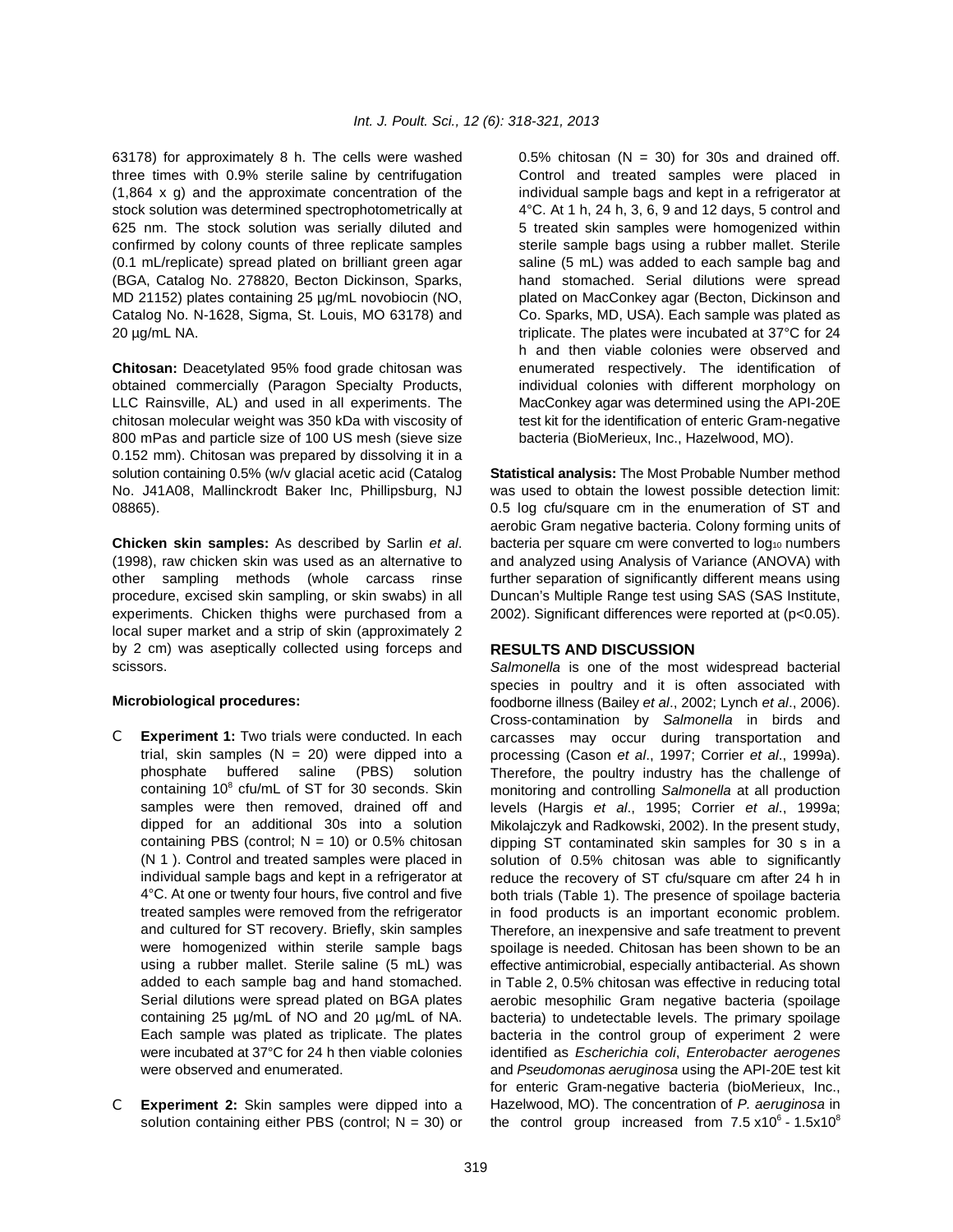63178) for approximately 8 h. The cells were washed three times with 0.9% sterile saline by centrifugation (1,864 x g) and the approximate concentration of the stock solution was determined spectrophotometrically at 625 nm. The stock solution was serially diluted and confirmed by colony counts of three replicate samples (0.1 mL/replicate) spread plated on brilliant green agar (BGA, Catalog No. 278820, Becton Dickinson, Sparks, MD 21152) plates containing 25 µg/mL novobiocin (NO, Catalog No. N-1628, Sigma, St. Louis, MO 63178) and 20 µg/mL NA.

**Chitosan:** Deacetylated 95% food grade chitosan was obtained commercially (Paragon Specialty Products, LLC Rainsville, AL) and used in all experiments. The chitosan molecular weight was 350 kDa with viscosity of 800 mPas and particle size of 100 US mesh (sieve size 0.152 mm). Chitosan was prepared by dissolving it in a solution containing 0.5% (w/v glacial acetic acid (Catalog No. J41A08, Mallinckrodt Baker Inc, Phillipsburg, NJ 08865).

**Chicken skin samples:** As described by Sarlin *et al*. (1998), raw chicken skin was used as an alternative to other sampling methods (whole carcass rinse procedure, excised skin sampling, or skin swabs) in all experiments. Chicken thighs were purchased from a local super market and a strip of skin (approximately 2 by 2 cm) was aseptically collected using forceps and scissors.

**Microbiological procedures:**

- **Experiment 1:** Two trials were conducted. In each trial, skin samples (N = 20) were dipped into a phosphate buffered saline (PBS) solution containing $10^8$ cfu/mL of ST for 30 seconds. Skin samples were then removed, drained off and dipped for an additional 30s into a solution containing PBS (control; N = 10) or 0.5% chitosan (N 1 ). Control and treated samples were placed in individual sample bags and kept in a refrigerator at 4°C. At one or twenty four hours, five control and five treated samples were removed from the refrigerator and cultured for ST recovery. Briefly, skin samples were homogenized within sterile sample bags using a rubber mallet. Sterile saline (5 mL) was added to each sample bag and hand stomached. Serial dilutions were spread plated on BGA plates containing 25 µg/mL of NO and 20 µg/mL of NA. Each sample was plated as triplicate. The plates were incubated at 37°C for 24 h then viable colonies were observed and enumerated.

- **Experiment 2:** Skin samples were dipped into a solution containing either PBS (control; N = 30) or 0.5% chitosan (N = 30) for 30s and drained off. Control and treated samples were placed in individual sample bags and kept in a refrigerator at 4°C. At 1 h, 24 h, 3, 6, 9 and 12 days, 5 control and 5 treated skin samples were homogenized within sterile sample bags using a rubber mallet. Sterile saline (5 mL) was added to each sample bag and hand stomached. Serial dilutions were spread plated on MacConkey agar (Becton, Dickinson and Co. Sparks, MD, USA). Each sample was plated as triplicate. The plates were incubated at 37°C for 24 h and then viable colonies were observed and enumerated respectively. The identification of individual colonies with different morphology on MacConkey agar was determined using the API-20E test kit for the identification of enteric Gram-negative bacteria (BioMerieux, Inc., Hazelwood, MO).

**Statistical analysis:** The Most Probable Number method was used to obtain the lowest possible detection limit: 0.5 log cfu/square cm in the enumeration of ST and aerobic Gram negative bacteria. Colony forming units of bacteria per square cm were converted to $\log_{10}$ numbers and analyzed using Analysis of Variance (ANOVA) with further separation of significantly different means using Duncan's Multiple Range test using SAS (SAS Institute, 2002). Significant differences were reported at ($p<0.05$).

## RESULTS AND DISCUSSION

*Salmonella* is one of the most widespread bacterial species in poultry and it is often associated with foodborne illness (Bailey *et al*., 2002; Lynch *et al*., 2006). Cross-contamination by *Salmonella* in birds and carcasses may occur during transportation and processing (Cason *et al*., 1997; Corrier *et al*., 1999a). Therefore, the poultry industry has the challenge of monitoring and controlling *Salmonella* at all production levels (Hargis *et al*., 1995; Corrier *et al*., 1999a; Mikolajczyk and Radkowski, 2002). In the present study, dipping ST contaminated skin samples for 30 s in a solution of 0.5% chitosan was able to significantly reduce the recovery of ST cfu/square cm after 24 h in both trials (Table 1). The presence of spoilage bacteria in food products is an important economic problem. Therefore, an inexpensive and safe treatment to prevent spoilage is needed. Chitosan has been shown to be an effective antimicrobial, especially antibacterial. As shown in Table 2, 0.5% chitosan was effective in reducing total aerobic mesophilic Gram negative bacteria (spoilage bacteria) to undetectable levels. The primary spoilage bacteria in the control group of experiment 2 were identified as *Escherichia coli*, *Enterobacter aerogenes* and *Pseudomonas aeruginosa* using the API-20E test kit for enteric Gram-negative bacteria (bioMerieux, Inc., Hazelwood, MO). The concentration of *P. aeruginosa* in the control group increased from $7.5 \times 10^6$ - $1.5 \times 10^8$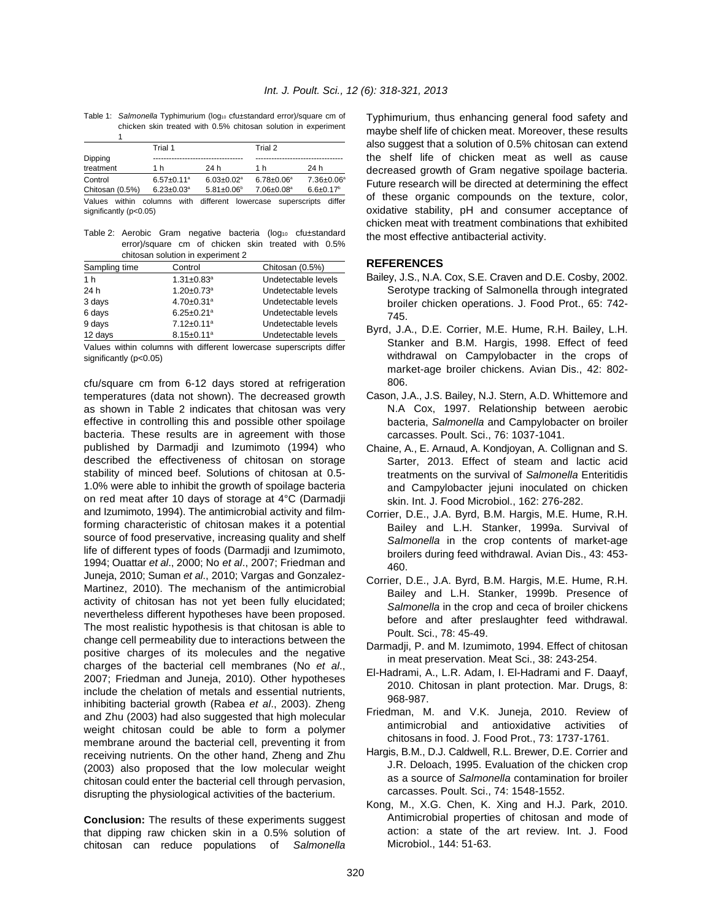Table 1: *Salmonella* Typhimurium ($\log_{10}$ cfu±standard error)/square cm of chicken skin treated with 0.5% chitosan solution in experiment 1

| Dipping treatment | Trial 1 | | Trial 2 | |
|---|---|---|---|---|
| | 1 h | 24 h | 1 h | 24 h |
| Control | 6.57±0.11[a] | 6.03±0.02[a] | 6.78±0.06[a] | 7.36±0.06[a] |
| Chitosan (0.5%) | 6.23±0.03[a] | 5.81±0.06[b] | 7.06±0.08[a] | 6.6±0.17[b] |

Values within columns with different lowercase superscripts differ significantly ($p<0.05$)

Table 2: Aerobic Gram negative bacteria ($\log_{10}$ cfu±standard error)/square cm of chicken skin treated with 0.5% chitosan solution in experiment 2

| Sampling time | Control | Chitosan (0.5%) |
|---|---|---|
| 1 h | 1.31±0.83[a] | Undetectable levels |
| 24 h | 1.20±0.73[a] | Undetectable levels |
| 3 days | 4.70±0.31[a] | Undetectable levels |
| 6 days | 6.25±0.21[a] | Undetectable levels |
| 9 days | 7.12±0.11[a] | Undetectable levels |
| 12 days | 8.15±0.11[a] | Undetectable levels |

Values within columns with different lowercase superscripts differ significantly ($p<0.05$)

cfu/square cm from 6-12 days stored at refrigeration temperatures (data not shown). The decreased growth as shown in Table 2 indicates that chitosan was very effective in controlling this and possible other spoilage bacteria. These results are in agreement with those published by Darmadji and Izumimoto (1994) who described the effectiveness of chitosan on storage stability of minced beef. Solutions of chitosan at 0.5-1.0% were able to inhibit the growth of spoilage bacteria on red meat after 10 days of storage at 4°C (Darmadji and Izumimoto, 1994). The antimicrobial activity and film-forming characteristic of chitosan makes it a potential source of food preservative, increasing quality and shelf life of different types of foods (Darmadji and Izumimoto, 1994; Ouattar *et al*., 2000; No *et al*., 2007; Friedman and Juneja, 2010; Suman *et al*., 2010; Vargas and Gonzalez-Martinez, 2010). The mechanism of the antimicrobial activity of chitosan has not yet been fully elucidated; nevertheless different hypotheses have been proposed. The most realistic hypothesis is that chitosan is able to change cell permeability due to interactions between the positive charges of its molecules and the negative charges of the bacterial cell membranes (No *et al*., 2007; Friedman and Juneja, 2010). Other hypotheses include the chelation of metals and essential nutrients, inhibiting bacterial growth (Rabea *et al*., 2003). Zheng and Zhu (2003) had also suggested that high molecular weight chitosan could be able to form a polymer membrane around the bacterial cell, preventing it from receiving nutrients. On the other hand, Zheng and Zhu (2003) also proposed that the low molecular weight chitosan could enter the bacterial cell through pervasion, disrupting the physiological activities of the bacterium.

**Conclusion:** The results of these experiments suggest that dipping raw chicken skin in a 0.5% solution of chitosan can reduce populations of *Salmonella* Typhimurium, thus enhancing general food safety and maybe shelf life of chicken meat. Moreover, these results also suggest that a solution of 0.5% chitosan can extend the shelf life of chicken meat as well as cause decreased growth of Gram negative spoilage bacteria. Future research will be directed at determining the effect of these organic compounds on the texture, color, oxidative stability, pH and consumer acceptance of chicken meat with treatment combinations that exhibited the most effective antibacterial activity.

## REFERENCES

Bailey, J.S., N.A. Cox, S.E. Craven and D.E. Cosby, 2002. Serotype tracking of Salmonella through integrated broiler chicken operations. J. Food Prot., 65: 742-745.

Byrd, J.A., D.E. Corrier, M.E. Hume, R.H. Bailey, L.H. Stanker and B.M. Hargis, 1998. Effect of feed withdrawal on Campylobacter in the crops of market-age broiler chickens. Avian Dis., 42: 802-806.

Cason, J.A., J.S. Bailey, N.J. Stern, A.D. Whittemore and N.A Cox, 1997. Relationship between aerobic bacteria, *Salmonella* and Campylobacter on broiler carcasses. Poult. Sci., 76: 1037-1041.

Chaine, A., E. Arnaud, A. Kondjoyan, A. Collignan and S. Sarter, 2013. Effect of steam and lactic acid treatments on the survival of *Salmonella* Enteritidis and Campylobacter jejuni inoculated on chicken skin. Int. J. Food Microbiol., 162: 276-282.

Corrier, D.E., J.A. Byrd, B.M. Hargis, M.E. Hume, R.H. Bailey and L.H. Stanker, 1999a. Survival of *Salmonella* in the crop contents of market-age broilers during feed withdrawal. Avian Dis., 43: 453-460.

Corrier, D.E., J.A. Byrd, B.M. Hargis, M.E. Hume, R.H. Bailey and L.H. Stanker, 1999b. Presence of *Salmonella* in the crop and ceca of broiler chickens before and after preslaughter feed withdrawal. Poult. Sci., 78: 45-49.

Darmadji, P. and M. Izumimoto, 1994. Effect of chitosan in meat preservation. Meat Sci., 38: 243-254.

El-Hadrami, A., L.R. Adam, I. El-Hadrami and F. Daayf, 2010. Chitosan in plant protection. Mar. Drugs, 8: 968-987.

Friedman, M. and V.K. Juneja, 2010. Review of antimicrobial and antioxidative activities of chitosans in food. J. Food Prot., 73: 1737-1761.

Hargis, B.M., D.J. Caldwell, R.L. Brewer, D.E. Corrier and J.R. Deloach, 1995. Evaluation of the chicken crop as a source of *Salmonella* contamination for broiler carcasses. Poult. Sci., 74: 1548-1552.

Kong, M., X.G. Chen, K. Xing and H.J. Park, 2010. Antimicrobial properties of chitosan and mode of action: a state of the art review. Int. J. Food Microbiol., 144: 51-63.